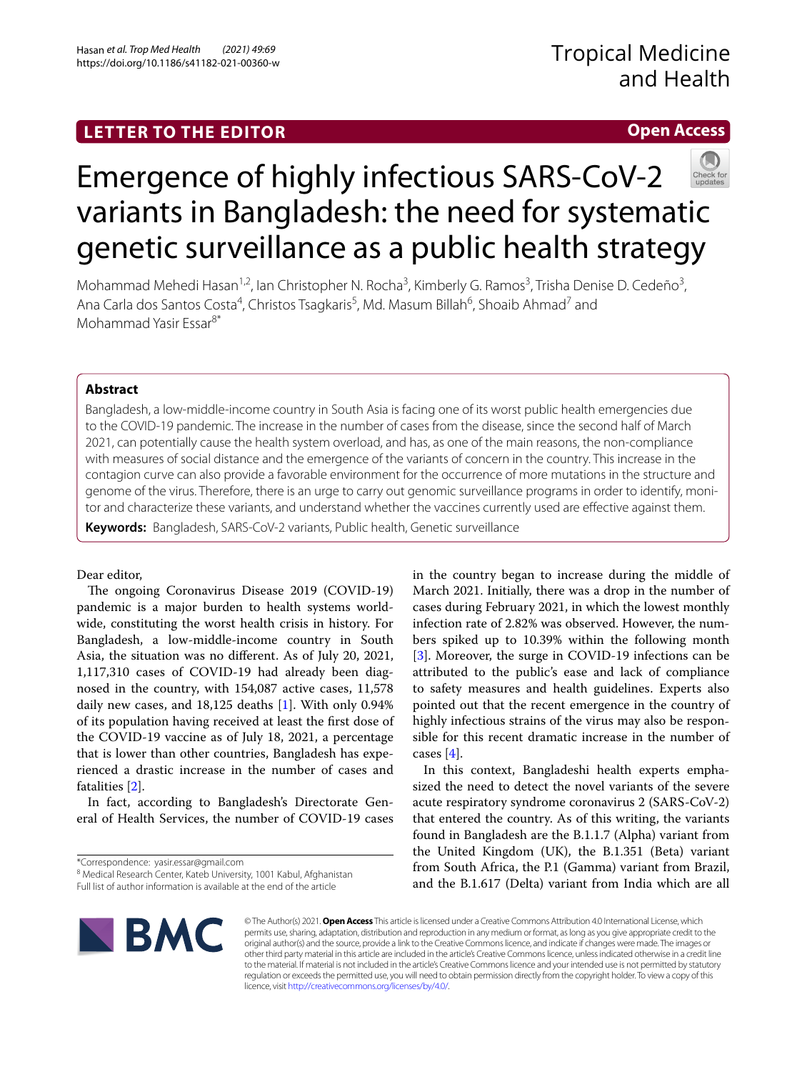LETTER TO THE EDITOR

Open Access

# Emergence of highly infectious SARS-CoV-2 variants in Bangladesh: the need for systematic genetic surveillance as a public health strategy

Mohammad Mehedi Hasan[1,2], Ian Christopher N. Rocha[3], Kimberly G. Ramos[3], Trisha Denise D. Cedeño[3], Ana Carla dos Santos Costa[4], Christos Tsagkaris[5], Md. Masum Billah[6], Shoaib Ahmad[7] and Mohammad Yasir Essar[8*]

## Abstract

Bangladesh, a low-middle-income country in South Asia is facing one of its worst public health emergencies due to the COVID-19 pandemic. The increase in the number of cases from the disease, since the second half of March 2021, can potentially cause the health system overload, and has, as one of the main reasons, the non-compliance with measures of social distance and the emergence of the variants of concern in the country. This increase in the contagion curve can also provide a favorable environment for the occurrence of more mutations in the structure and genome of the virus. Therefore, there is an urge to carry out genomic surveillance programs in order to identify, monitor and characterize these variants, and understand whether the vaccines currently used are effective against them.

**Keywords:** Bangladesh, SARS-CoV-2 variants, Public health, Genetic surveillance

Dear editor,

The ongoing Coronavirus Disease 2019 (COVID-19) pandemic is a major burden to health systems worldwide, constituting the worst health crisis in history. For Bangladesh, a low-middle-income country in South Asia, the situation was no different. As of July 20, 2021, 1,117,310 cases of COVID-19 had already been diagnosed in the country, with 154,087 active cases, 11,578 daily new cases, and 18,125 deaths [1]. With only 0.94% of its population having received at least the first dose of the COVID-19 vaccine as of July 18, 2021, a percentage that is lower than other countries, Bangladesh has experienced a drastic increase in the number of cases and fatalities [2].

In fact, according to Bangladesh's Directorate General of Health Services, the number of COVID-19 cases in the country began to increase during the middle of March 2021. Initially, there was a drop in the number of cases during February 2021, in which the lowest monthly infection rate of 2.82% was observed. However, the numbers spiked up to 10.39% within the following month [3]. Moreover, the surge in COVID-19 infections can be attributed to the public's ease and lack of compliance to safety measures and health guidelines. Experts also pointed out that the recent emergence in the country of highly infectious strains of the virus may also be responsible for this recent dramatic increase in the number of cases [4].

In this context, Bangladeshi health experts emphasized the need to detect the novel variants of the severe acute respiratory syndrome coronavirus 2 (SARS-CoV-2) that entered the country. As of this writing, the variants found in Bangladesh are the B.1.1.7 (Alpha) variant from the United Kingdom (UK), the B.1.351 (Beta) variant from South Africa, the P.1 (Gamma) variant from Brazil, and the B.1.617 (Delta) variant from India which are all

*Correspondence: yasir.essar@gmail.com
[8] Medical Research Center, Kateb University, 1001 Kabul, Afghanistan
Full list of author information is available at the end of the article

© The Author(s) 2021. **Open Access** This article is licensed under a Creative Commons Attribution 4.0 International License, which permits use, sharing, adaptation, distribution and reproduction in any medium or format, as long as you give appropriate credit to the original author(s) and the source, provide a link to the Creative Commons licence, and indicate if changes were made. The images or other third party material in this article are included in the article's Creative Commons licence, unless indicated otherwise in a credit line to the material. If material is not included in the article's Creative Commons licence and your intended use is not permitted by statutory regulation or exceeds the permitted use, you will need to obtain permission directly from the copyright holder. To view a copy of this licence, visit http://creativecommons.org/licenses/by/4.0/.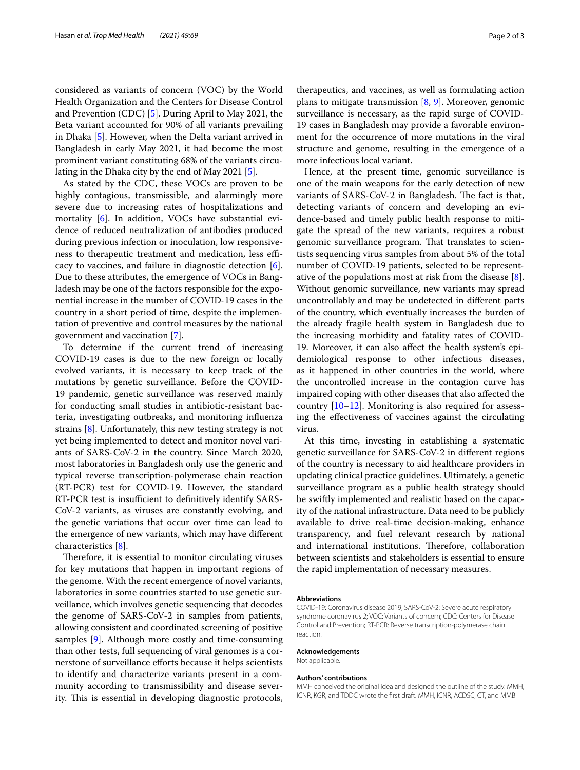considered as variants of concern (VOC) by the World Health Organization and the Centers for Disease Control and Prevention (CDC) [5]. During April to May 2021, the Beta variant accounted for 90% of all variants prevailing in Dhaka [5]. However, when the Delta variant arrived in Bangladesh in early May 2021, it had become the most prominent variant constituting 68% of the variants circulating in the Dhaka city by the end of May 2021 [5].

As stated by the CDC, these VOCs are proven to be highly contagious, transmissible, and alarmingly more severe due to increasing rates of hospitalizations and mortality [6]. In addition, VOCs have substantial evidence of reduced neutralization of antibodies produced during previous infection or inoculation, low responsiveness to therapeutic treatment and medication, less efficacy to vaccines, and failure in diagnostic detection [6]. Due to these attributes, the emergence of VOCs in Bangladesh may be one of the factors responsible for the exponential increase in the number of COVID-19 cases in the country in a short period of time, despite the implementation of preventive and control measures by the national government and vaccination [7].

To determine if the current trend of increasing COVID-19 cases is due to the new foreign or locally evolved variants, it is necessary to keep track of the mutations by genetic surveillance. Before the COVID-19 pandemic, genetic surveillance was reserved mainly for conducting small studies in antibiotic-resistant bacteria, investigating outbreaks, and monitoring influenza strains [8]. Unfortunately, this new testing strategy is not yet being implemented to detect and monitor novel variants of SARS-CoV-2 in the country. Since March 2020, most laboratories in Bangladesh only use the generic and typical reverse transcription-polymerase chain reaction (RT-PCR) test for COVID-19. However, the standard RT-PCR test is insufficient to definitively identify SARS-CoV-2 variants, as viruses are constantly evolving, and the genetic variations that occur over time can lead to the emergence of new variants, which may have different characteristics [8].

Therefore, it is essential to monitor circulating viruses for key mutations that happen in important regions of the genome. With the recent emergence of novel variants, laboratories in some countries started to use genetic surveillance, which involves genetic sequencing that decodes the genome of SARS-CoV-2 in samples from patients, allowing consistent and coordinated screening of positive samples [9]. Although more costly and time-consuming than other tests, full sequencing of viral genomes is a cornerstone of surveillance efforts because it helps scientists to identify and characterize variants present in a community according to transmissibility and disease severity. This is essential in developing diagnostic protocols, therapeutics, and vaccines, as well as formulating action plans to mitigate transmission [8, 9]. Moreover, genomic surveillance is necessary, as the rapid surge of COVID-19 cases in Bangladesh may provide a favorable environment for the occurrence of more mutations in the viral structure and genome, resulting in the emergence of a more infectious local variant.

Hence, at the present time, genomic surveillance is one of the main weapons for the early detection of new variants of SARS-CoV-2 in Bangladesh. The fact is that, detecting variants of concern and developing an evidence-based and timely public health response to mitigate the spread of the new variants, requires a robust genomic surveillance program. That translates to scientists sequencing virus samples from about 5% of the total number of COVID-19 patients, selected to be representative of the populations most at risk from the disease [8]. Without genomic surveillance, new variants may spread uncontrollably and may be undetected in different parts of the country, which eventually increases the burden of the already fragile health system in Bangladesh due to the increasing morbidity and fatality rates of COVID-19. Moreover, it can also affect the health system's epidemiological response to other infectious diseases, as it happened in other countries in the world, where the uncontrolled increase in the contagion curve has impaired coping with other diseases that also affected the country [10–12]. Monitoring is also required for assessing the effectiveness of vaccines against the circulating virus.

At this time, investing in establishing a systematic genetic surveillance for SARS-CoV-2 in different regions of the country is necessary to aid healthcare providers in updating clinical practice guidelines. Ultimately, a genetic surveillance program as a public health strategy should be swiftly implemented and realistic based on the capacity of the national infrastructure. Data need to be publicly available to drive real-time decision-making, enhance transparency, and fuel relevant research by national and international institutions. Therefore, collaboration between scientists and stakeholders is essential to ensure the rapid implementation of necessary measures.

#### Abbreviations

COVID-19: Coronavirus disease 2019; SARS-CoV-2: Severe acute respiratory syndrome coronavirus 2; VOC: Variants of concern; CDC: Centers for Disease Control and Prevention; RT-PCR: Reverse transcription-polymerase chain reaction.

#### Acknowledgements

Not applicable.

#### Authors' contributions

MMH conceived the original idea and designed the outline of the study. MMH, ICNR, KGR, and TDDC wrote the first draft. MMH, ICNR, ACDSC, CT, and MMB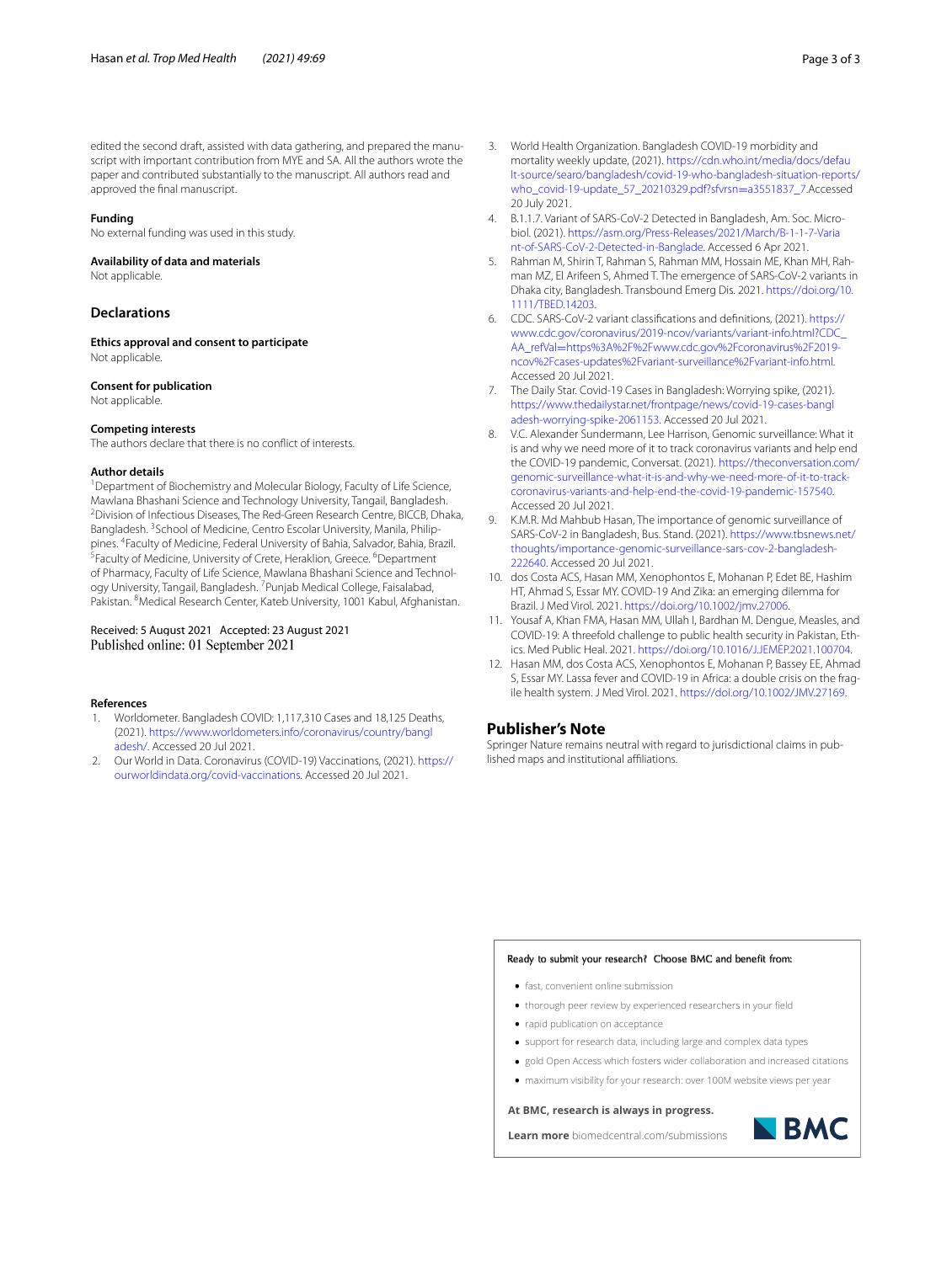edited the second draft, assisted with data gathering, and prepared the manuscript with important contribution from MYE and SA. All the authors wrote the paper and contributed substantially to the manuscript. All authors read and approved the final manuscript.

### Funding

No external funding was used in this study.

### Availability of data and materials

Not applicable.

## Declarations

### Ethics approval and consent to participate

Not applicable.

### Consent for publication

Not applicable.

### Competing interests

The authors declare that there is no conflict of interests.

### Author details

[1]Department of Biochemistry and Molecular Biology, Faculty of Life Science, Mawlana Bhashani Science and Technology University, Tangail, Bangladesh. [2]Division of Infectious Diseases, The Red-Green Research Centre, BICCB, Dhaka, Bangladesh. [3]School of Medicine, Centro Escolar University, Manila, Philippines. [4]Faculty of Medicine, Federal University of Bahia, Salvador, Bahia, Brazil. [5]Faculty of Medicine, University of Crete, Heraklion, Greece. [6]Department of Pharmacy, Faculty of Life Science, Mawlana Bhashani Science and Technology University, Tangail, Bangladesh. [7]Punjab Medical College, Faisalabad, Pakistan. [8]Medical Research Center, Kateb University, 1001 Kabul, Afghanistan.

Received: 5 August 2021 Accepted: 23 August 2021
Published online: 01 September 2021

### References

1. Worldometer. Bangladesh COVID: 1,117,310 Cases and 18,125 Deaths, (2021). https://www.worldometers.info/coronavirus/country/bangladesh/. Accessed 20 Jul 2021.
2. Our World in Data. Coronavirus (COVID-19) Vaccinations, (2021). https://ourworldindata.org/covid-vaccinations. Accessed 20 Jul 2021.
3. World Health Organization. Bangladesh COVID-19 morbidity and mortality weekly update, (2021). https://cdn.who.int/media/docs/default-source/searo/bangladesh/covid-19-who-bangladesh-situation-reports/who_covid-19-update_57_20210329.pdf?sfvrsn=a3551837_7.Accessed 20 July 2021.
4. B.1.1.7. Variant of SARS-CoV-2 Detected in Bangladesh, Am. Soc. Microbiol. (2021). https://asm.org/Press-Releases/2021/March/B-1-1-7-Variant-of-SARS-CoV-2-Detected-in-Banglade. Accessed 6 Apr 2021.
5. Rahman M, Shirin T, Rahman S, Rahman MM, Hossain ME, Khan MH, Rahman MZ, El Arifeen S, Ahmed T. The emergence of SARS-CoV-2 variants in Dhaka city, Bangladesh. Transbound Emerg Dis. 2021. https://doi.org/10.1111/TBED.14203.
6. CDC. SARS-CoV-2 variant classifications and definitions, (2021). https://www.cdc.gov/coronavirus/2019-ncov/variants/variant-info.html?CDC_AA_refVal=https%3A%2F%2Fwww.cdc.gov%2Fcoronavirus%2F2019-ncov%2Fcases-updates%2Fvariant-surveillance%2Fvariant-info.html. Accessed 20 Jul 2021.
7. The Daily Star. Covid-19 Cases in Bangladesh: Worrying spike, (2021). https://www.thedailystar.net/frontpage/news/covid-19-cases-bangladesh-worrying-spike-2061153. Accessed 20 Jul 2021.
8. V.C. Alexander Sundermann, Lee Harrison, Genomic surveillance: What it is and why we need more of it to track coronavirus variants and help end the COVID-19 pandemic, Conversat. (2021). https://theconversation.com/genomic-surveillance-what-it-is-and-why-we-need-more-of-it-to-track-coronavirus-variants-and-help-end-the-covid-19-pandemic-157540. Accessed 20 Jul 2021.
9. K.M.R. Md Mahbub Hasan, The importance of genomic surveillance of SARS-CoV-2 in Bangladesh, Bus. Stand. (2021). https://www.tbsnews.net/thoughts/importance-genomic-surveillance-sars-cov-2-bangladesh-222640. Accessed 20 Jul 2021.
10. dos Costa ACS, Hasan MM, Xenophontos E, Mohanan P, Edet BE, Hashim HT, Ahmad S, Essar MY. COVID-19 And Zika: an emerging dilemma for Brazil. J Med Virol. 2021. https://doi.org/10.1002/jmv.27006.
11. Yousaf A, Khan FMA, Hasan MM, Ullah I, Bardhan M. Dengue, Measles, and COVID-19: A threefold challenge to public health security in Pakistan, Ethics. Med Public Heal. 2021. https://doi.org/10.1016/J.JEMEP.2021.100704.
12. Hasan MM, dos Costa ACS, Xenophontos E, Mohanan P, Bassey EE, Ahmad S, Essar MY. Lassa fever and COVID-19 in Africa: a double crisis on the fragile health system. J Med Virol. 2021. https://doi.org/10.1002/JMV.27169.

## Publisher's Note

Springer Nature remains neutral with regard to jurisdictional claims in published maps and institutional affiliations.

Ready to submit your research? Choose BMC and benefit from:

- fast, convenient online submission
- thorough peer review by experienced researchers in your field
- rapid publication on acceptance
- support for research data, including large and complex data types
- gold Open Access which fosters wider collaboration and increased citations
- maximum visibility for your research: over 100M website views per year

**At BMC, research is always in progress.**

**Learn more** biomedcentral.com/submissions

BMC